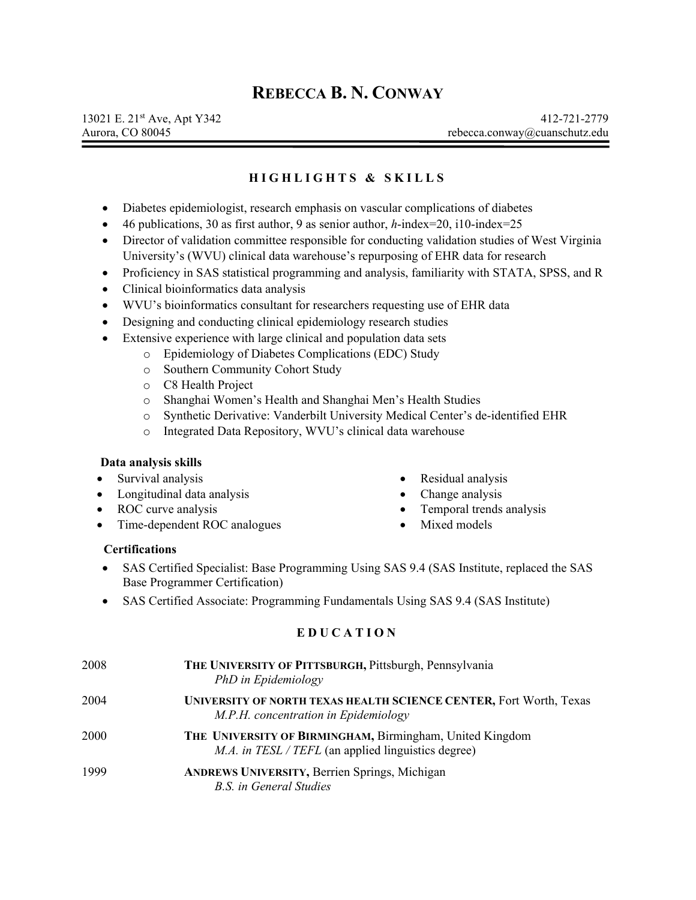# Rebecca B. N. Conway

13021 E. 21st Ave, Apt Y342
Aurora, CO 80045

412-721-2779
rebecca.conway@cuanschutz.edu

## HIGHLIGHTS & SKILLS

- Diabetes epidemiologist, research emphasis on vascular complications of diabetes
- 46 publications, 30 as first author, 9 as senior author, *h*-index=20, i10-index=25
- Director of validation committee responsible for conducting validation studies of West Virginia University's (WVU) clinical data warehouse's repurposing of EHR data for research
- Proficiency in SAS statistical programming and analysis, familiarity with STATA, SPSS, and R
- Clinical bioinformatics data analysis
- WVU's bioinformatics consultant for researchers requesting use of EHR data
- Designing and conducting clinical epidemiology research studies
- Extensive experience with large clinical and population data sets
  - Epidemiology of Diabetes Complications (EDC) Study
  - Southern Community Cohort Study
  - C8 Health Project
  - Shanghai Women's Health and Shanghai Men's Health Studies
  - Synthetic Derivative: Vanderbilt University Medical Center's de-identified EHR
  - Integrated Data Repository, WVU's clinical data warehouse

### Data analysis skills

- Survival analysis
- Longitudinal data analysis
- ROC curve analysis
- Time-dependent ROC analogues
- Residual analysis
- Change analysis
- Temporal trends analysis
- Mixed models

### Certifications

- SAS Certified Specialist: Base Programming Using SAS 9.4 (SAS Institute, replaced the SAS Base Programmer Certification)
- SAS Certified Associate: Programming Fundamentals Using SAS 9.4 (SAS Institute)

## EDUCATION

2008 — **THE UNIVERSITY OF PITTSBURGH,** Pittsburgh, Pennsylvania
*PhD in Epidemiology*

2004 — **UNIVERSITY OF NORTH TEXAS HEALTH SCIENCE CENTER,** Fort Worth, Texas
*M.P.H. concentration in Epidemiology*

2000 — **THE UNIVERSITY OF BIRMINGHAM,** Birmingham, United Kingdom
*M.A. in TESL / TEFL* (an applied linguistics degree)

1999 — **ANDREWS UNIVERSITY,** Berrien Springs, Michigan
*B.S. in General Studies*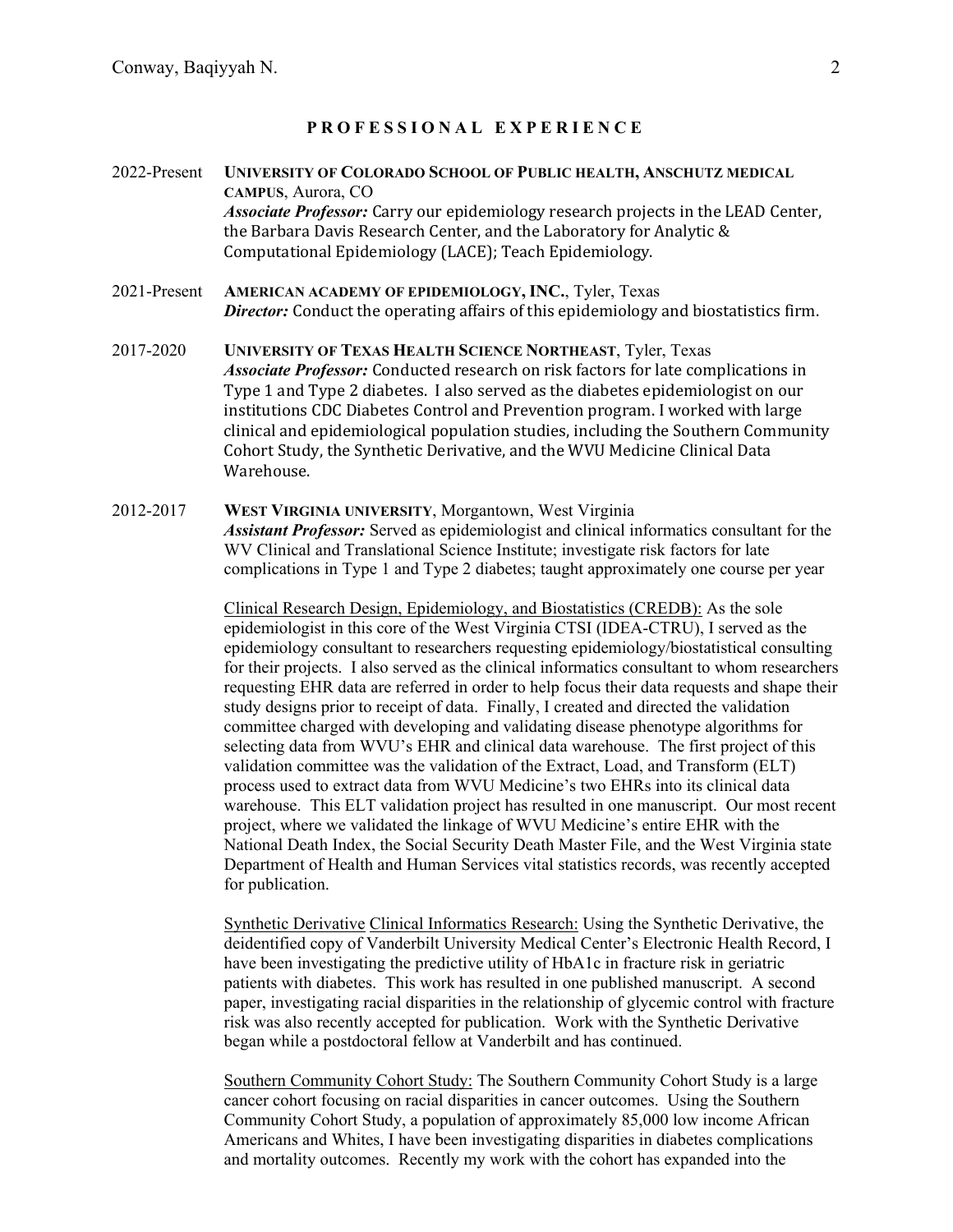## PROFESSIONAL EXPERIENCE

2022-Present **UNIVERSITY OF COLORADO SCHOOL OF PUBLIC HEALTH, ANSCHUTZ MEDICAL CAMPUS**, Aurora, CO
***Associate Professor:*** Carry our epidemiology research projects in the LEAD Center, the Barbara Davis Research Center, and the Laboratory for Analytic & Computational Epidemiology (LACE); Teach Epidemiology.

2021-Present **AMERICAN ACADEMY OF EPIDEMIOLOGY, INC.**, Tyler, Texas
***Director:*** Conduct the operating affairs of this epidemiology and biostatistics firm.

2017-2020 **UNIVERSITY OF TEXAS HEALTH SCIENCE NORTHEAST**, Tyler, Texas
***Associate Professor:*** Conducted research on risk factors for late complications in Type 1 and Type 2 diabetes. I also served as the diabetes epidemiologist on our institutions CDC Diabetes Control and Prevention program. I worked with large clinical and epidemiological population studies, including the Southern Community Cohort Study, the Synthetic Derivative, and the WVU Medicine Clinical Data Warehouse.

2012-2017 **WEST VIRGINIA UNIVERSITY**, Morgantown, West Virginia
***Assistant Professor:*** Served as epidemiologist and clinical informatics consultant for the WV Clinical and Translational Science Institute; investigate risk factors for late complications in Type 1 and Type 2 diabetes; taught approximately one course per year

Clinical Research Design, Epidemiology, and Biostatistics (CREDB): As the sole epidemiologist in this core of the West Virginia CTSI (IDEA-CTRU), I served as the epidemiology consultant to researchers requesting epidemiology/biostatistical consulting for their projects. I also served as the clinical informatics consultant to whom researchers requesting EHR data are referred in order to help focus their data requests and shape their study designs prior to receipt of data. Finally, I created and directed the validation committee charged with developing and validating disease phenotype algorithms for selecting data from WVU's EHR and clinical data warehouse. The first project of this validation committee was the validation of the Extract, Load, and Transform (ELT) process used to extract data from WVU Medicine's two EHRs into its clinical data warehouse. This ELT validation project has resulted in one manuscript. Our most recent project, where we validated the linkage of WVU Medicine's entire EHR with the National Death Index, the Social Security Death Master File, and the West Virginia state Department of Health and Human Services vital statistics records, was recently accepted for publication.

Synthetic Derivative Clinical Informatics Research: Using the Synthetic Derivative, the deidentified copy of Vanderbilt University Medical Center's Electronic Health Record, I have been investigating the predictive utility of HbA1c in fracture risk in geriatric patients with diabetes. This work has resulted in one published manuscript. A second paper, investigating racial disparities in the relationship of glycemic control with fracture risk was also recently accepted for publication. Work with the Synthetic Derivative began while a postdoctoral fellow at Vanderbilt and has continued.

Southern Community Cohort Study: The Southern Community Cohort Study is a large cancer cohort focusing on racial disparities in cancer outcomes. Using the Southern Community Cohort Study, a population of approximately 85,000 low income African Americans and Whites, I have been investigating disparities in diabetes complications and mortality outcomes. Recently my work with the cohort has expanded into the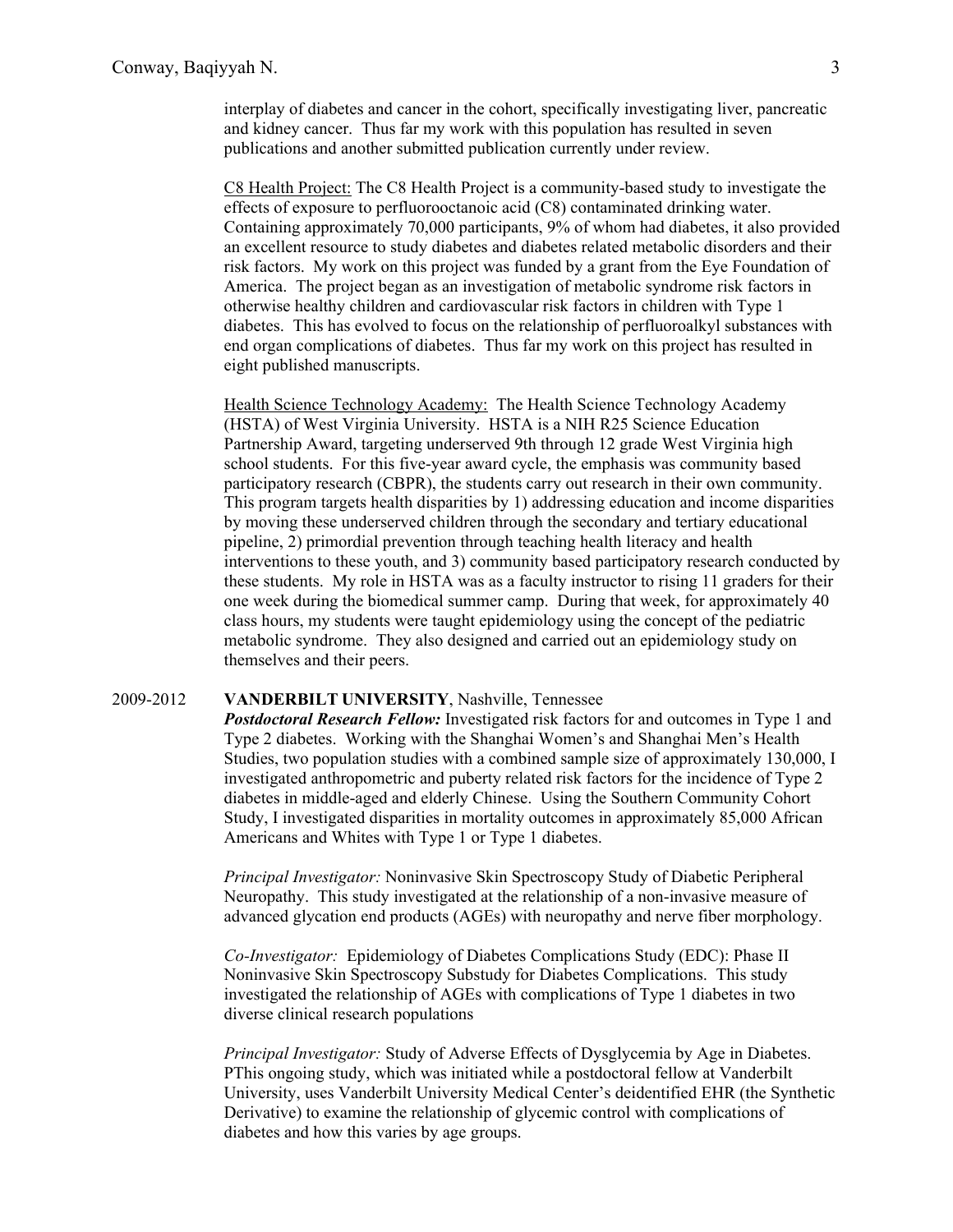interplay of diabetes and cancer in the cohort, specifically investigating liver, pancreatic and kidney cancer. Thus far my work with this population has resulted in seven publications and another submitted publication currently under review.

<u>C8 Health Project:</u> The C8 Health Project is a community-based study to investigate the effects of exposure to perfluorooctanoic acid (C8) contaminated drinking water. Containing approximately 70,000 participants, 9% of whom had diabetes, it also provided an excellent resource to study diabetes and diabetes related metabolic disorders and their risk factors. My work on this project was funded by a grant from the Eye Foundation of America. The project began as an investigation of metabolic syndrome risk factors in otherwise healthy children and cardiovascular risk factors in children with Type 1 diabetes. This has evolved to focus on the relationship of perfluoroalkyl substances with end organ complications of diabetes. Thus far my work on this project has resulted in eight published manuscripts.

<u>Health Science Technology Academy:</u> The Health Science Technology Academy (HSTA) of West Virginia University. HSTA is a NIH R25 Science Education Partnership Award, targeting underserved 9th through 12 grade West Virginia high school students. For this five-year award cycle, the emphasis was community based participatory research (CBPR), the students carry out research in their own community. This program targets health disparities by 1) addressing education and income disparities by moving these underserved children through the secondary and tertiary educational pipeline, 2) primordial prevention through teaching health literacy and health interventions to these youth, and 3) community based participatory research conducted by these students. My role in HSTA was as a faculty instructor to rising 11 graders for their one week during the biomedical summer camp. During that week, for approximately 40 class hours, my students were taught epidemiology using the concept of the pediatric metabolic syndrome. They also designed and carried out an epidemiology study on themselves and their peers.

2009-2012 **VANDERBILT UNIVERSITY**, Nashville, Tennessee

***Postdoctoral Research Fellow:*** Investigated risk factors for and outcomes in Type 1 and Type 2 diabetes. Working with the Shanghai Women's and Shanghai Men's Health Studies, two population studies with a combined sample size of approximately 130,000, I investigated anthropometric and puberty related risk factors for the incidence of Type 2 diabetes in middle-aged and elderly Chinese. Using the Southern Community Cohort Study, I investigated disparities in mortality outcomes in approximately 85,000 African Americans and Whites with Type 1 or Type 1 diabetes.

*Principal Investigator:* Noninvasive Skin Spectroscopy Study of Diabetic Peripheral Neuropathy. This study investigated at the relationship of a non-invasive measure of advanced glycation end products (AGEs) with neuropathy and nerve fiber morphology.

*Co-Investigator:* Epidemiology of Diabetes Complications Study (EDC): Phase II Noninvasive Skin Spectroscopy Substudy for Diabetes Complications. This study investigated the relationship of AGEs with complications of Type 1 diabetes in two diverse clinical research populations

*Principal Investigator:* Study of Adverse Effects of Dysglycemia by Age in Diabetes. PThis ongoing study, which was initiated while a postdoctoral fellow at Vanderbilt University, uses Vanderbilt University Medical Center's deidentified EHR (the Synthetic Derivative) to examine the relationship of glycemic control with complications of diabetes and how this varies by age groups.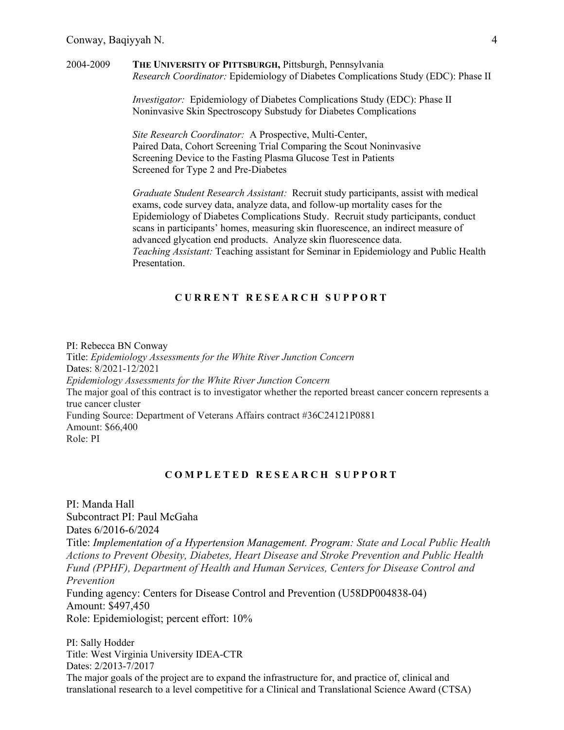2004-2009 **THE UNIVERSITY OF PITTSBURGH,** Pittsburgh, Pennsylvania
*Research Coordinator:* Epidemiology of Diabetes Complications Study (EDC): Phase II

*Investigator:* Epidemiology of Diabetes Complications Study (EDC): Phase II Noninvasive Skin Spectroscopy Substudy for Diabetes Complications

*Site Research Coordinator:* A Prospective, Multi-Center, Paired Data, Cohort Screening Trial Comparing the Scout Noninvasive Screening Device to the Fasting Plasma Glucose Test in Patients Screened for Type 2 and Pre-Diabetes

*Graduate Student Research Assistant:* Recruit study participants, assist with medical exams, code survey data, analyze data, and follow-up mortality cases for the Epidemiology of Diabetes Complications Study. Recruit study participants, conduct scans in participants' homes, measuring skin fluorescence, an indirect measure of advanced glycation end products. Analyze skin fluorescence data.
*Teaching Assistant:* Teaching assistant for Seminar in Epidemiology and Public Health Presentation.

## CURRENT RESEARCH SUPPORT

PI: Rebecca BN Conway
Title: *Epidemiology Assessments for the White River Junction Concern*
Dates: 8/2021-12/2021
*Epidemiology Assessments for the White River Junction Concern*
The major goal of this contract is to investigator whether the reported breast cancer concern represents a true cancer cluster
Funding Source: Department of Veterans Affairs contract #36C24121P0881
Amount: $66,400
Role: PI

## COMPLETED RESEARCH SUPPORT

PI: Manda Hall
Subcontract PI: Paul McGaha
Dates 6/2016-6/2024
Title: *Implementation of a Hypertension Management. Program: State and Local Public Health Actions to Prevent Obesity, Diabetes, Heart Disease and Stroke Prevention and Public Health Fund (PPHF), Department of Health and Human Services, Centers for Disease Control and Prevention*
Funding agency: Centers for Disease Control and Prevention (U58DP004838-04)
Amount: $497,450
Role: Epidemiologist; percent effort: 10%

PI: Sally Hodder
Title: West Virginia University IDEA-CTR
Dates: 2/2013-7/2017
The major goals of the project are to expand the infrastructure for, and practice of, clinical and translational research to a level competitive for a Clinical and Translational Science Award (CTSA)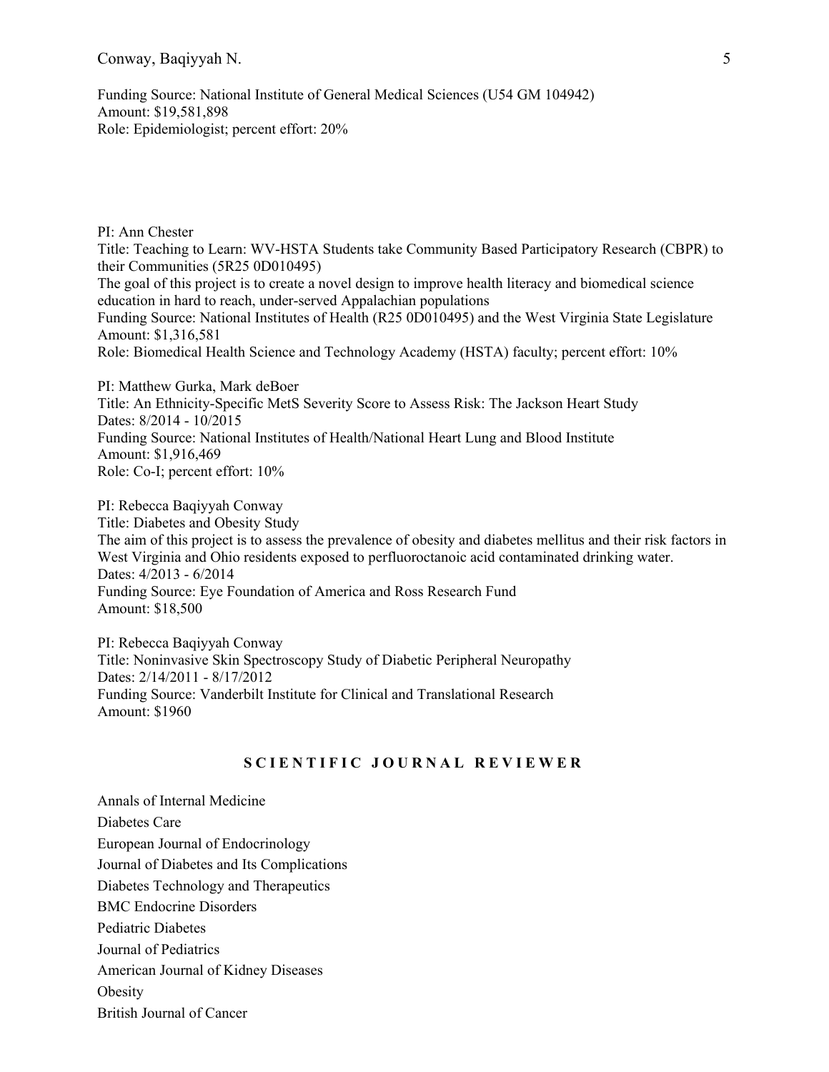Funding Source: National Institute of General Medical Sciences (U54 GM 104942)
Amount: $19,581,898
Role: Epidemiologist; percent effort: 20%

PI: Ann Chester
Title: Teaching to Learn: WV-HSTA Students take Community Based Participatory Research (CBPR) to their Communities (5R25 0D010495)
The goal of this project is to create a novel design to improve health literacy and biomedical science education in hard to reach, under-served Appalachian populations
Funding Source: National Institutes of Health (R25 0D010495) and the West Virginia State Legislature
Amount: $1,316,581
Role: Biomedical Health Science and Technology Academy (HSTA) faculty; percent effort: 10%

PI: Matthew Gurka, Mark deBoer
Title: An Ethnicity-Specific MetS Severity Score to Assess Risk: The Jackson Heart Study
Dates: 8/2014 - 10/2015
Funding Source: National Institutes of Health/National Heart Lung and Blood Institute
Amount: $1,916,469
Role: Co-I; percent effort: 10%

PI: Rebecca Baqiyyah Conway
Title: Diabetes and Obesity Study
The aim of this project is to assess the prevalence of obesity and diabetes mellitus and their risk factors in West Virginia and Ohio residents exposed to perfluoroctanoic acid contaminated drinking water.
Dates: 4/2013 - 6/2014
Funding Source: Eye Foundation of America and Ross Research Fund
Amount: $18,500

PI: Rebecca Baqiyyah Conway
Title: Noninvasive Skin Spectroscopy Study of Diabetic Peripheral Neuropathy
Dates: 2/14/2011 - 8/17/2012
Funding Source: Vanderbilt Institute for Clinical and Translational Research
Amount: $1960

## SCIENTIFIC JOURNAL REVIEWER

Annals of Internal Medicine
Diabetes Care
European Journal of Endocrinology
Journal of Diabetes and Its Complications
Diabetes Technology and Therapeutics
BMC Endocrine Disorders
Pediatric Diabetes
Journal of Pediatrics
American Journal of Kidney Diseases
Obesity
British Journal of Cancer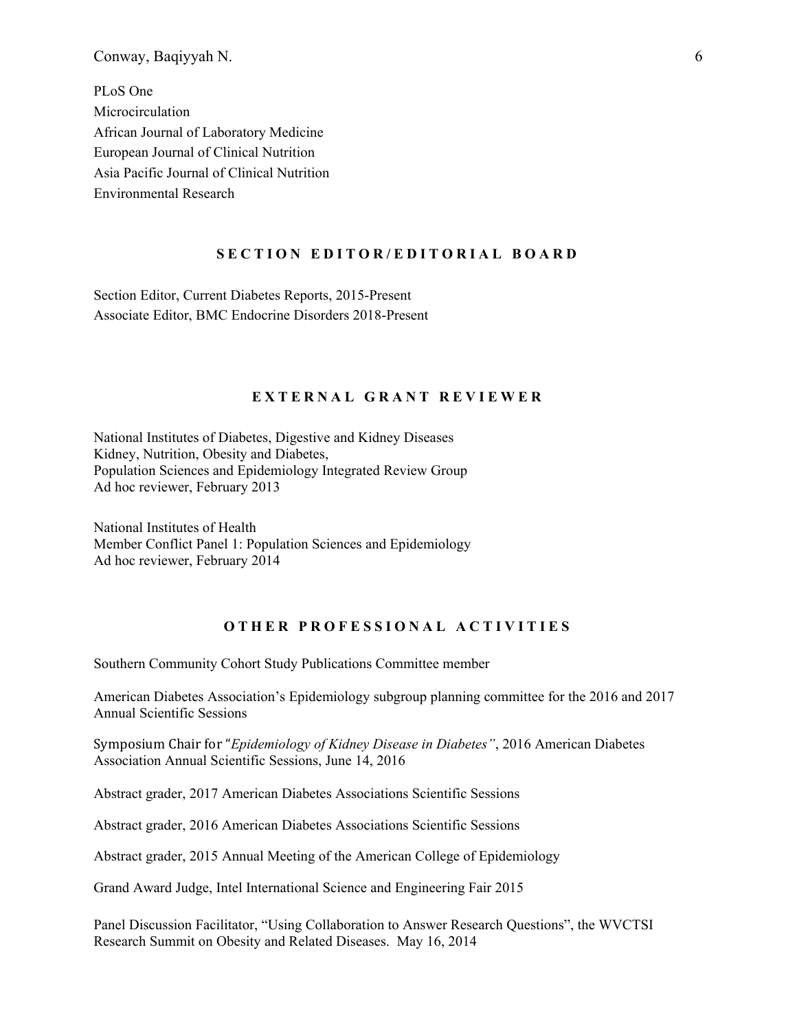PLoS One
Microcirculation
African Journal of Laboratory Medicine
European Journal of Clinical Nutrition
Asia Pacific Journal of Clinical Nutrition
Environmental Research

## SECTION EDITOR/EDITORIAL BOARD

Section Editor, Current Diabetes Reports, 2015-Present
Associate Editor, BMC Endocrine Disorders 2018-Present

## EXTERNAL GRANT REVIEWER

National Institutes of Diabetes, Digestive and Kidney Diseases
Kidney, Nutrition, Obesity and Diabetes,
Population Sciences and Epidemiology Integrated Review Group
Ad hoc reviewer, February 2013

National Institutes of Health
Member Conflict Panel 1: Population Sciences and Epidemiology
Ad hoc reviewer, February 2014

## OTHER PROFESSIONAL ACTIVITIES

Southern Community Cohort Study Publications Committee member

American Diabetes Association's Epidemiology subgroup planning committee for the 2016 and 2017 Annual Scientific Sessions

Symposium Chair for "*Epidemiology of Kidney Disease in Diabetes"*, 2016 American Diabetes Association Annual Scientific Sessions, June 14, 2016

Abstract grader, 2017 American Diabetes Associations Scientific Sessions

Abstract grader, 2016 American Diabetes Associations Scientific Sessions

Abstract grader, 2015 Annual Meeting of the American College of Epidemiology

Grand Award Judge, Intel International Science and Engineering Fair 2015

Panel Discussion Facilitator, "Using Collaboration to Answer Research Questions", the WVCTSI Research Summit on Obesity and Related Diseases. May 16, 2014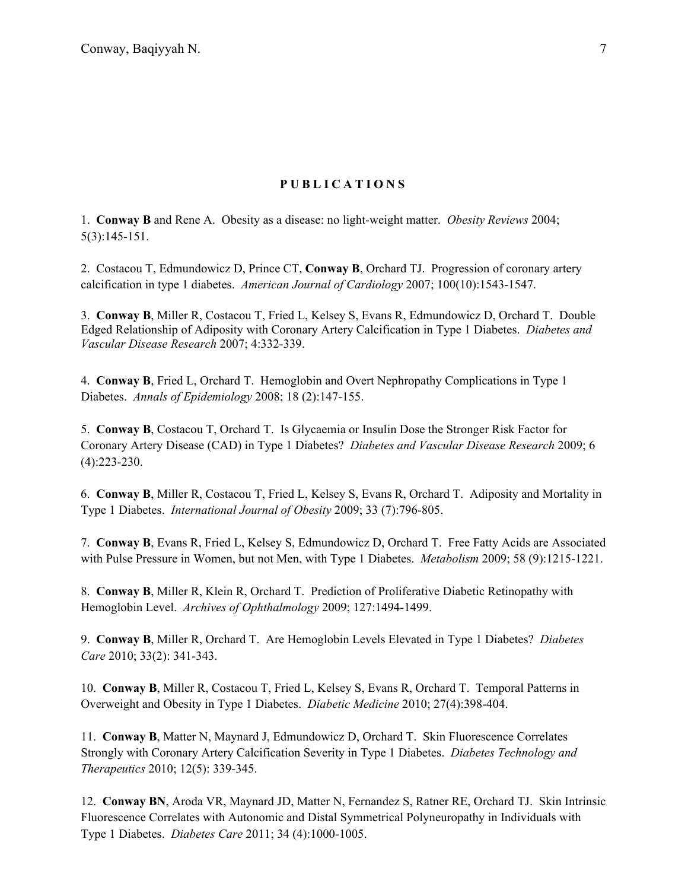## PUBLICATIONS

1. **Conway B** and Rene A. Obesity as a disease: no light-weight matter. *Obesity Reviews* 2004; 5(3):145-151.

2. Costacou T, Edmundowicz D, Prince CT, **Conway B**, Orchard TJ. Progression of coronary artery calcification in type 1 diabetes. *American Journal of Cardiology* 2007; 100(10):1543-1547.

3. **Conway B**, Miller R, Costacou T, Fried L, Kelsey S, Evans R, Edmundowicz D, Orchard T. Double Edged Relationship of Adiposity with Coronary Artery Calcification in Type 1 Diabetes. *Diabetes and Vascular Disease Research* 2007; 4:332-339.

4. **Conway B**, Fried L, Orchard T. Hemoglobin and Overt Nephropathy Complications in Type 1 Diabetes. *Annals of Epidemiology* 2008; 18 (2):147-155.

5. **Conway B**, Costacou T, Orchard T. Is Glycaemia or Insulin Dose the Stronger Risk Factor for Coronary Artery Disease (CAD) in Type 1 Diabetes? *Diabetes and Vascular Disease Research* 2009; 6 (4):223-230.

6. **Conway B**, Miller R, Costacou T, Fried L, Kelsey S, Evans R, Orchard T. Adiposity and Mortality in Type 1 Diabetes. *International Journal of Obesity* 2009; 33 (7):796-805.

7. **Conway B**, Evans R, Fried L, Kelsey S, Edmundowicz D, Orchard T. Free Fatty Acids are Associated with Pulse Pressure in Women, but not Men, with Type 1 Diabetes. *Metabolism* 2009; 58 (9):1215-1221.

8. **Conway B**, Miller R, Klein R, Orchard T. Prediction of Proliferative Diabetic Retinopathy with Hemoglobin Level. *Archives of Ophthalmology* 2009; 127:1494-1499.

9. **Conway B**, Miller R, Orchard T. Are Hemoglobin Levels Elevated in Type 1 Diabetes? *Diabetes Care* 2010; 33(2): 341-343.

10. **Conway B**, Miller R, Costacou T, Fried L, Kelsey S, Evans R, Orchard T. Temporal Patterns in Overweight and Obesity in Type 1 Diabetes. *Diabetic Medicine* 2010; 27(4):398-404.

11. **Conway B**, Matter N, Maynard J, Edmundowicz D, Orchard T. Skin Fluorescence Correlates Strongly with Coronary Artery Calcification Severity in Type 1 Diabetes. *Diabetes Technology and Therapeutics* 2010; 12(5): 339-345.

12. **Conway BN**, Aroda VR, Maynard JD, Matter N, Fernandez S, Ratner RE, Orchard TJ. Skin Intrinsic Fluorescence Correlates with Autonomic and Distal Symmetrical Polyneuropathy in Individuals with Type 1 Diabetes. *Diabetes Care* 2011; 34 (4):1000-1005.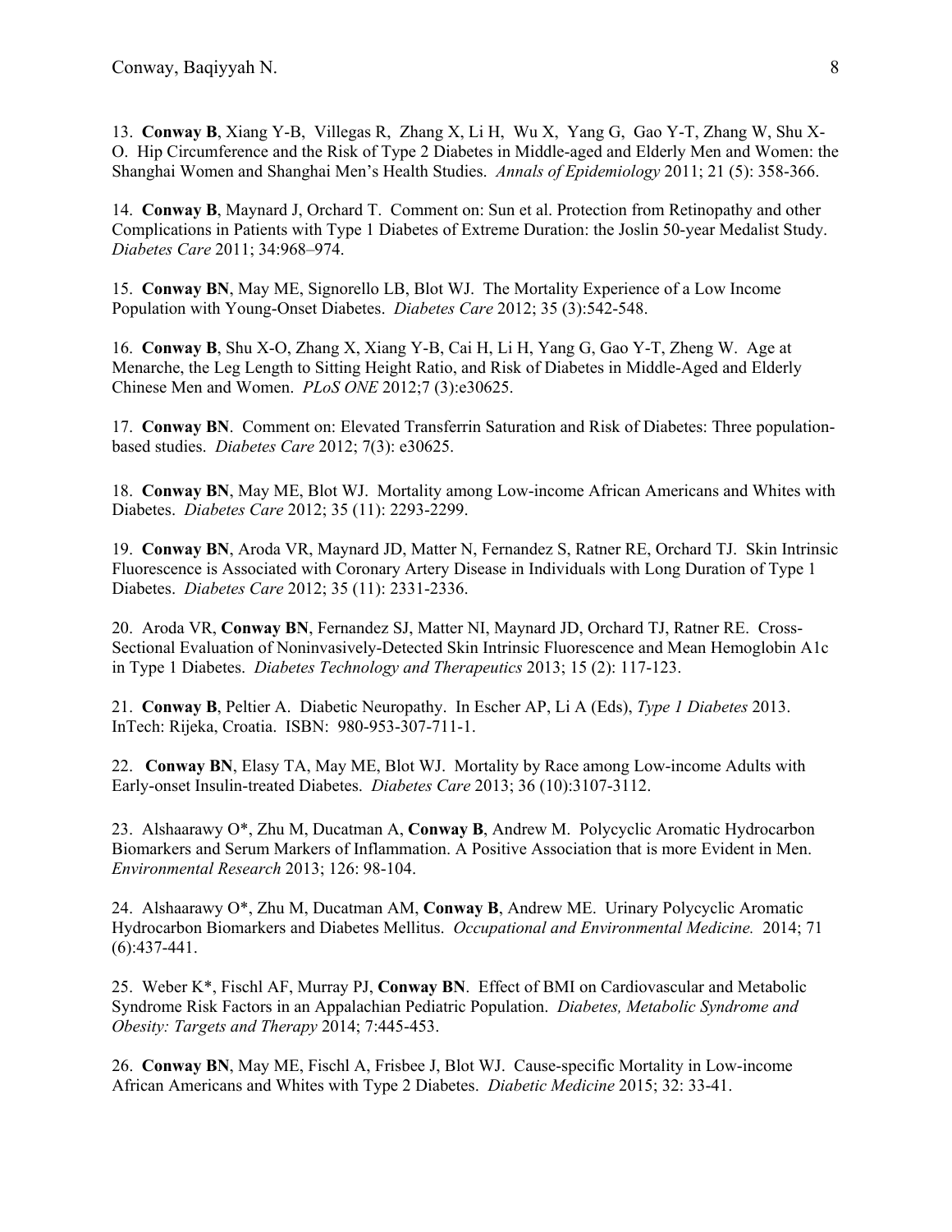13. **Conway B**, Xiang Y-B, Villegas R, Zhang X, Li H, Wu X, Yang G, Gao Y-T, Zhang W, Shu X-O. Hip Circumference and the Risk of Type 2 Diabetes in Middle-aged and Elderly Men and Women: the Shanghai Women and Shanghai Men's Health Studies. *Annals of Epidemiology* 2011; 21 (5): 358-366.

14. **Conway B**, Maynard J, Orchard T. Comment on: Sun et al. Protection from Retinopathy and other Complications in Patients with Type 1 Diabetes of Extreme Duration: the Joslin 50-year Medalist Study. *Diabetes Care* 2011; 34:968–974.

15. **Conway BN**, May ME, Signorello LB, Blot WJ. The Mortality Experience of a Low Income Population with Young-Onset Diabetes. *Diabetes Care* 2012; 35 (3):542-548.

16. **Conway B**, Shu X-O, Zhang X, Xiang Y-B, Cai H, Li H, Yang G, Gao Y-T, Zheng W. Age at Menarche, the Leg Length to Sitting Height Ratio, and Risk of Diabetes in Middle-Aged and Elderly Chinese Men and Women. *PLoS ONE* 2012;7 (3):e30625.

17. **Conway BN**. Comment on: Elevated Transferrin Saturation and Risk of Diabetes: Three population-based studies. *Diabetes Care* 2012; 7(3): e30625.

18. **Conway BN**, May ME, Blot WJ. Mortality among Low-income African Americans and Whites with Diabetes. *Diabetes Care* 2012; 35 (11): 2293-2299.

19. **Conway BN**, Aroda VR, Maynard JD, Matter N, Fernandez S, Ratner RE, Orchard TJ. Skin Intrinsic Fluorescence is Associated with Coronary Artery Disease in Individuals with Long Duration of Type 1 Diabetes. *Diabetes Care* 2012; 35 (11): 2331-2336.

20. Aroda VR, **Conway BN**, Fernandez SJ, Matter NI, Maynard JD, Orchard TJ, Ratner RE. Cross-Sectional Evaluation of Noninvasively-Detected Skin Intrinsic Fluorescence and Mean Hemoglobin A1c in Type 1 Diabetes. *Diabetes Technology and Therapeutics* 2013; 15 (2): 117-123.

21. **Conway B**, Peltier A. Diabetic Neuropathy. In Escher AP, Li A (Eds), *Type 1 Diabetes* 2013. InTech: Rijeka, Croatia. ISBN: 980-953-307-711-1.

22. **Conway BN**, Elasy TA, May ME, Blot WJ. Mortality by Race among Low-income Adults with Early-onset Insulin-treated Diabetes. *Diabetes Care* 2013; 36 (10):3107-3112.

23. Alshaarawy O*, Zhu M, Ducatman A, **Conway B**, Andrew M. Polycyclic Aromatic Hydrocarbon Biomarkers and Serum Markers of Inflammation. A Positive Association that is more Evident in Men. *Environmental Research* 2013; 126: 98-104.

24. Alshaarawy O*, Zhu M, Ducatman AM, **Conway B**, Andrew ME. Urinary Polycyclic Aromatic Hydrocarbon Biomarkers and Diabetes Mellitus. *Occupational and Environmental Medicine.* 2014; 71 (6):437-441.

25. Weber K*, Fischl AF, Murray PJ, **Conway BN**. Effect of BMI on Cardiovascular and Metabolic Syndrome Risk Factors in an Appalachian Pediatric Population. *Diabetes, Metabolic Syndrome and Obesity: Targets and Therapy* 2014; 7:445-453.

26. **Conway BN**, May ME, Fischl A, Frisbee J, Blot WJ. Cause-specific Mortality in Low-income African Americans and Whites with Type 2 Diabetes. *Diabetic Medicine* 2015; 32: 33-41.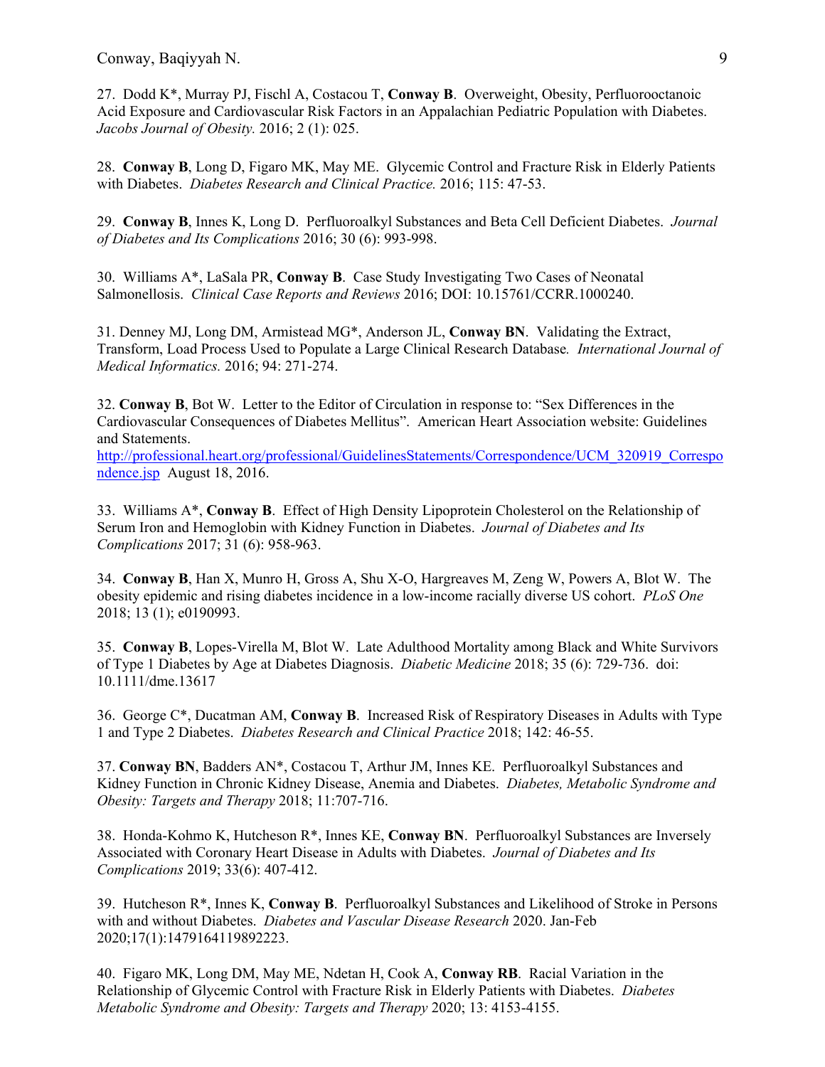27. Dodd K*, Murray PJ, Fischl A, Costacou T, **Conway B**. Overweight, Obesity, Perfluorooctanoic Acid Exposure and Cardiovascular Risk Factors in an Appalachian Pediatric Population with Diabetes. *Jacobs Journal of Obesity.* 2016; 2 (1): 025.

28. **Conway B**, Long D, Figaro MK, May ME. Glycemic Control and Fracture Risk in Elderly Patients with Diabetes. *Diabetes Research and Clinical Practice.* 2016; 115: 47-53.

29. **Conway B**, Innes K, Long D. Perfluoroalkyl Substances and Beta Cell Deficient Diabetes. *Journal of Diabetes and Its Complications* 2016; 30 (6): 993-998.

30. Williams A*, LaSala PR, **Conway B**. Case Study Investigating Two Cases of Neonatal Salmonellosis. *Clinical Case Reports and Reviews* 2016; DOI: 10.15761/CCRR.1000240.

31. Denney MJ, Long DM, Armistead MG*, Anderson JL, **Conway BN**. Validating the Extract, Transform, Load Process Used to Populate a Large Clinical Research Database. *International Journal of Medical Informatics.* 2016; 94: 271-274.

32. **Conway B**, Bot W. Letter to the Editor of Circulation in response to: "Sex Differences in the Cardiovascular Consequences of Diabetes Mellitus". American Heart Association website: Guidelines and Statements. http://professional.heart.org/professional/GuidelinesStatements/Correspondence/UCM_320919_Correspondence.jsp August 18, 2016.

33. Williams A*, **Conway B**. Effect of High Density Lipoprotein Cholesterol on the Relationship of Serum Iron and Hemoglobin with Kidney Function in Diabetes. *Journal of Diabetes and Its Complications* 2017; 31 (6): 958-963.

34. **Conway B**, Han X, Munro H, Gross A, Shu X-O, Hargreaves M, Zeng W, Powers A, Blot W. The obesity epidemic and rising diabetes incidence in a low-income racially diverse US cohort. *PLoS One* 2018; 13 (1); e0190993.

35. **Conway B**, Lopes-Virella M, Blot W. Late Adulthood Mortality among Black and White Survivors of Type 1 Diabetes by Age at Diabetes Diagnosis. *Diabetic Medicine* 2018; 35 (6): 729-736. doi: 10.1111/dme.13617

36. George C*, Ducatman AM, **Conway B**. Increased Risk of Respiratory Diseases in Adults with Type 1 and Type 2 Diabetes. *Diabetes Research and Clinical Practice* 2018; 142: 46-55.

37. **Conway BN**, Badders AN*, Costacou T, Arthur JM, Innes KE. Perfluoroalkyl Substances and Kidney Function in Chronic Kidney Disease, Anemia and Diabetes. *Diabetes, Metabolic Syndrome and Obesity: Targets and Therapy* 2018; 11:707-716.

38. Honda-Kohmo K, Hutcheson R*, Innes KE, **Conway BN**. Perfluoroalkyl Substances are Inversely Associated with Coronary Heart Disease in Adults with Diabetes. *Journal of Diabetes and Its Complications* 2019; 33(6): 407-412.

39. Hutcheson R*, Innes K, **Conway B**. Perfluoroalkyl Substances and Likelihood of Stroke in Persons with and without Diabetes. *Diabetes and Vascular Disease Research* 2020. Jan-Feb 2020;17(1):1479164119892223.

40. Figaro MK, Long DM, May ME, Ndetan H, Cook A, **Conway RB**. Racial Variation in the Relationship of Glycemic Control with Fracture Risk in Elderly Patients with Diabetes. *Diabetes Metabolic Syndrome and Obesity: Targets and Therapy* 2020; 13: 4153-4155.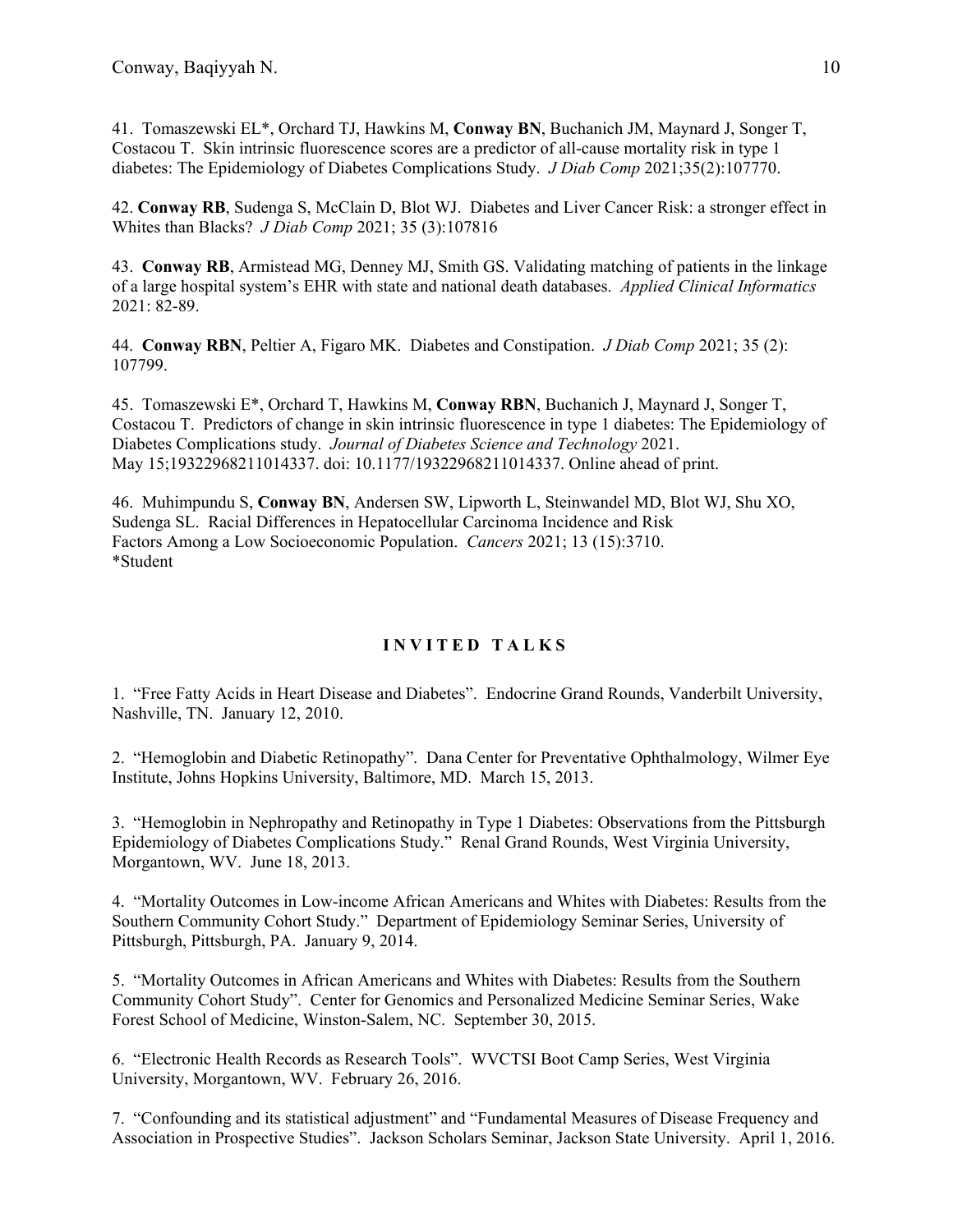41. Tomaszewski EL*, Orchard TJ, Hawkins M, **Conway BN**, Buchanich JM, Maynard J, Songer T, Costacou T. Skin intrinsic fluorescence scores are a predictor of all-cause mortality risk in type 1 diabetes: The Epidemiology of Diabetes Complications Study. *J Diab Comp* 2021;35(2):107770.

42. **Conway RB**, Sudenga S, McClain D, Blot WJ. Diabetes and Liver Cancer Risk: a stronger effect in Whites than Blacks? *J Diab Comp* 2021; 35 (3):107816

43. **Conway RB**, Armistead MG, Denney MJ, Smith GS. Validating matching of patients in the linkage of a large hospital system's EHR with state and national death databases. *Applied Clinical Informatics* 2021: 82-89.

44. **Conway RBN**, Peltier A, Figaro MK. Diabetes and Constipation. *J Diab Comp* 2021; 35 (2): 107799.

45. Tomaszewski E*, Orchard T, Hawkins M, **Conway RBN**, Buchanich J, Maynard J, Songer T, Costacou T. Predictors of change in skin intrinsic fluorescence in type 1 diabetes: The Epidemiology of Diabetes Complications study. *Journal of Diabetes Science and Technology* 2021. May 15;19322968211014337. doi: 10.1177/19322968211014337. Online ahead of print.

46. Muhimpundu S, **Conway BN**, Andersen SW, Lipworth L, Steinwandel MD, Blot WJ, Shu XO, Sudenga SL. Racial Differences in Hepatocellular Carcinoma Incidence and Risk Factors Among a Low Socioeconomic Population. *Cancers* 2021; 13 (15):3710.

*Student

## INVITED TALKS

1. "Free Fatty Acids in Heart Disease and Diabetes". Endocrine Grand Rounds, Vanderbilt University, Nashville, TN. January 12, 2010.

2. "Hemoglobin and Diabetic Retinopathy". Dana Center for Preventative Ophthalmology, Wilmer Eye Institute, Johns Hopkins University, Baltimore, MD. March 15, 2013.

3. "Hemoglobin in Nephropathy and Retinopathy in Type 1 Diabetes: Observations from the Pittsburgh Epidemiology of Diabetes Complications Study." Renal Grand Rounds, West Virginia University, Morgantown, WV. June 18, 2013.

4. "Mortality Outcomes in Low-income African Americans and Whites with Diabetes: Results from the Southern Community Cohort Study." Department of Epidemiology Seminar Series, University of Pittsburgh, Pittsburgh, PA. January 9, 2014.

5. "Mortality Outcomes in African Americans and Whites with Diabetes: Results from the Southern Community Cohort Study". Center for Genomics and Personalized Medicine Seminar Series, Wake Forest School of Medicine, Winston-Salem, NC. September 30, 2015.

6. "Electronic Health Records as Research Tools". WVCTSI Boot Camp Series, West Virginia University, Morgantown, WV. February 26, 2016.

7. "Confounding and its statistical adjustment" and "Fundamental Measures of Disease Frequency and Association in Prospective Studies". Jackson Scholars Seminar, Jackson State University. April 1, 2016.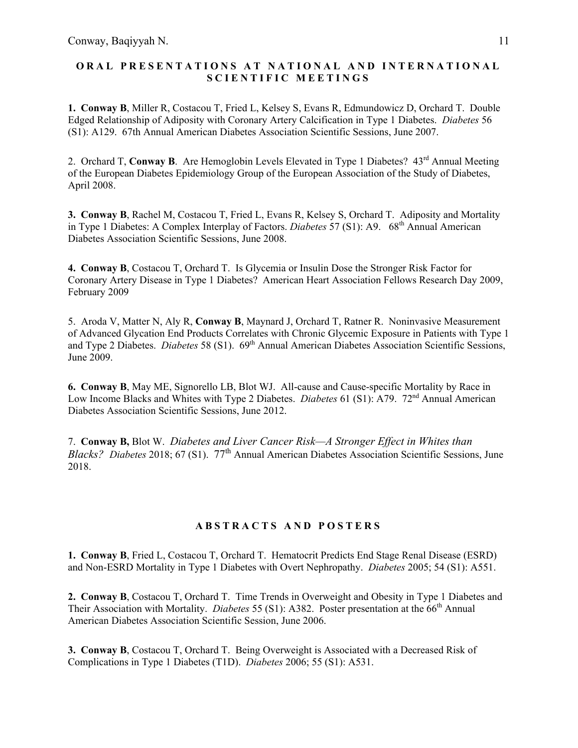## ORAL PRESENTATIONS AT NATIONAL AND INTERNATIONAL SCIENTIFIC MEETINGS

**1. Conway B**, Miller R, Costacou T, Fried L, Kelsey S, Evans R, Edmundowicz D, Orchard T. Double Edged Relationship of Adiposity with Coronary Artery Calcification in Type 1 Diabetes. *Diabetes* 56 (S1): A129. 67th Annual American Diabetes Association Scientific Sessions, June 2007.

2. Orchard T, **Conway B**. Are Hemoglobin Levels Elevated in Type 1 Diabetes? 43rd Annual Meeting of the European Diabetes Epidemiology Group of the European Association of the Study of Diabetes, April 2008.

**3. Conway B**, Rachel M, Costacou T, Fried L, Evans R, Kelsey S, Orchard T. Adiposity and Mortality in Type 1 Diabetes: A Complex Interplay of Factors. *Diabetes* 57 (S1): A9. 68th Annual American Diabetes Association Scientific Sessions, June 2008.

**4. Conway B**, Costacou T, Orchard T. Is Glycemia or Insulin Dose the Stronger Risk Factor for Coronary Artery Disease in Type 1 Diabetes? American Heart Association Fellows Research Day 2009, February 2009

5. Aroda V, Matter N, Aly R, **Conway B**, Maynard J, Orchard T, Ratner R. Noninvasive Measurement of Advanced Glycation End Products Correlates with Chronic Glycemic Exposure in Patients with Type 1 and Type 2 Diabetes. *Diabetes* 58 (S1). 69th Annual American Diabetes Association Scientific Sessions, June 2009.

**6. Conway B**, May ME, Signorello LB, Blot WJ. All-cause and Cause-specific Mortality by Race in Low Income Blacks and Whites with Type 2 Diabetes. *Diabetes* 61 (S1): A79. 72nd Annual American Diabetes Association Scientific Sessions, June 2012.

7. **Conway B,** Blot W. *Diabetes and Liver Cancer Risk—A Stronger Effect in Whites than Blacks? Diabetes* 2018; 67 (S1). 77th Annual American Diabetes Association Scientific Sessions, June 2018.

## ABSTRACTS AND POSTERS

**1. Conway B**, Fried L, Costacou T, Orchard T. Hematocrit Predicts End Stage Renal Disease (ESRD) and Non-ESRD Mortality in Type 1 Diabetes with Overt Nephropathy. *Diabetes* 2005; 54 (S1): A551.

**2. Conway B**, Costacou T, Orchard T. Time Trends in Overweight and Obesity in Type 1 Diabetes and Their Association with Mortality. *Diabetes* 55 (S1): A382. Poster presentation at the 66th Annual American Diabetes Association Scientific Session, June 2006.

**3. Conway B**, Costacou T, Orchard T. Being Overweight is Associated with a Decreased Risk of Complications in Type 1 Diabetes (T1D). *Diabetes* 2006; 55 (S1): A531.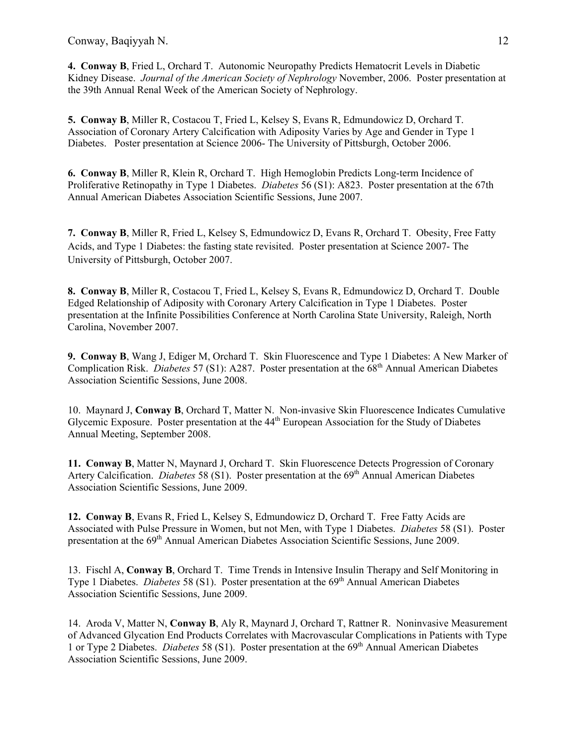**4. Conway B**, Fried L, Orchard T. Autonomic Neuropathy Predicts Hematocrit Levels in Diabetic Kidney Disease. *Journal of the American Society of Nephrology* November, 2006. Poster presentation at the 39th Annual Renal Week of the American Society of Nephrology.

**5. Conway B**, Miller R, Costacou T, Fried L, Kelsey S, Evans R, Edmundowicz D, Orchard T. Association of Coronary Artery Calcification with Adiposity Varies by Age and Gender in Type 1 Diabetes. Poster presentation at Science 2006- The University of Pittsburgh, October 2006.

**6. Conway B**, Miller R, Klein R, Orchard T. High Hemoglobin Predicts Long-term Incidence of Proliferative Retinopathy in Type 1 Diabetes. *Diabetes* 56 (S1): A823. Poster presentation at the 67th Annual American Diabetes Association Scientific Sessions, June 2007.

**7. Conway B**, Miller R, Fried L, Kelsey S, Edmundowicz D, Evans R, Orchard T. Obesity, Free Fatty Acids, and Type 1 Diabetes: the fasting state revisited. Poster presentation at Science 2007- The University of Pittsburgh, October 2007.

**8. Conway B**, Miller R, Costacou T, Fried L, Kelsey S, Evans R, Edmundowicz D, Orchard T. Double Edged Relationship of Adiposity with Coronary Artery Calcification in Type 1 Diabetes. Poster presentation at the Infinite Possibilities Conference at North Carolina State University, Raleigh, North Carolina, November 2007.

**9. Conway B**, Wang J, Ediger M, Orchard T. Skin Fluorescence and Type 1 Diabetes: A New Marker of Complication Risk. *Diabetes* 57 (S1): A287. Poster presentation at the 68th Annual American Diabetes Association Scientific Sessions, June 2008.

10. Maynard J, **Conway B**, Orchard T, Matter N. Non-invasive Skin Fluorescence Indicates Cumulative Glycemic Exposure. Poster presentation at the 44th European Association for the Study of Diabetes Annual Meeting, September 2008.

**11. Conway B**, Matter N, Maynard J, Orchard T. Skin Fluorescence Detects Progression of Coronary Artery Calcification. *Diabetes* 58 (S1). Poster presentation at the 69th Annual American Diabetes Association Scientific Sessions, June 2009.

**12. Conway B**, Evans R, Fried L, Kelsey S, Edmundowicz D, Orchard T. Free Fatty Acids are Associated with Pulse Pressure in Women, but not Men, with Type 1 Diabetes. *Diabetes* 58 (S1). Poster presentation at the 69th Annual American Diabetes Association Scientific Sessions, June 2009.

13. Fischl A, **Conway B**, Orchard T. Time Trends in Intensive Insulin Therapy and Self Monitoring in Type 1 Diabetes. *Diabetes* 58 (S1). Poster presentation at the 69th Annual American Diabetes Association Scientific Sessions, June 2009.

14. Aroda V, Matter N, **Conway B**, Aly R, Maynard J, Orchard T, Rattner R. Noninvasive Measurement of Advanced Glycation End Products Correlates with Macrovascular Complications in Patients with Type 1 or Type 2 Diabetes. *Diabetes* 58 (S1). Poster presentation at the 69th Annual American Diabetes Association Scientific Sessions, June 2009.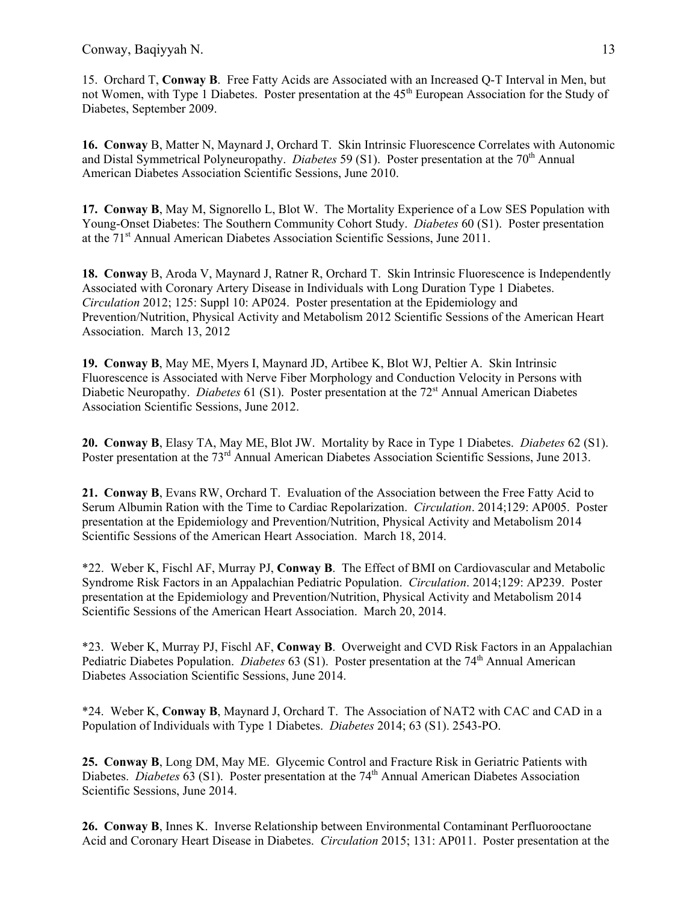15. Orchard T, **Conway B**. Free Fatty Acids are Associated with an Increased Q-T Interval in Men, but not Women, with Type 1 Diabetes. Poster presentation at the 45th European Association for the Study of Diabetes, September 2009.

**16. Conway** B, Matter N, Maynard J, Orchard T. Skin Intrinsic Fluorescence Correlates with Autonomic and Distal Symmetrical Polyneuropathy. *Diabetes* 59 (S1). Poster presentation at the 70th Annual American Diabetes Association Scientific Sessions, June 2010.

**17. Conway B**, May M, Signorello L, Blot W. The Mortality Experience of a Low SES Population with Young-Onset Diabetes: The Southern Community Cohort Study. *Diabetes* 60 (S1). Poster presentation at the 71st Annual American Diabetes Association Scientific Sessions, June 2011.

**18. Conway** B, Aroda V, Maynard J, Ratner R, Orchard T. Skin Intrinsic Fluorescence is Independently Associated with Coronary Artery Disease in Individuals with Long Duration Type 1 Diabetes. *Circulation* 2012; 125: Suppl 10: AP024. Poster presentation at the Epidemiology and Prevention/Nutrition, Physical Activity and Metabolism 2012 Scientific Sessions of the American Heart Association. March 13, 2012

**19. Conway B**, May ME, Myers I, Maynard JD, Artibee K, Blot WJ, Peltier A. Skin Intrinsic Fluorescence is Associated with Nerve Fiber Morphology and Conduction Velocity in Persons with Diabetic Neuropathy. *Diabetes* 61 (S1). Poster presentation at the 72st Annual American Diabetes Association Scientific Sessions, June 2012.

**20. Conway B**, Elasy TA, May ME, Blot JW. Mortality by Race in Type 1 Diabetes. *Diabetes* 62 (S1). Poster presentation at the 73rd Annual American Diabetes Association Scientific Sessions, June 2013.

**21. Conway B**, Evans RW, Orchard T. Evaluation of the Association between the Free Fatty Acid to Serum Albumin Ration with the Time to Cardiac Repolarization. *Circulation*. 2014;129: AP005. Poster presentation at the Epidemiology and Prevention/Nutrition, Physical Activity and Metabolism 2014 Scientific Sessions of the American Heart Association. March 18, 2014.

*22. Weber K, Fischl AF, Murray PJ, **Conway B**. The Effect of BMI on Cardiovascular and Metabolic Syndrome Risk Factors in an Appalachian Pediatric Population. *Circulation*. 2014;129: AP239. Poster presentation at the Epidemiology and Prevention/Nutrition, Physical Activity and Metabolism 2014 Scientific Sessions of the American Heart Association. March 20, 2014.

*23. Weber K, Murray PJ, Fischl AF, **Conway B**. Overweight and CVD Risk Factors in an Appalachian Pediatric Diabetes Population. *Diabetes* 63 (S1). Poster presentation at the 74th Annual American Diabetes Association Scientific Sessions, June 2014.

*24. Weber K, **Conway B**, Maynard J, Orchard T. The Association of NAT2 with CAC and CAD in a Population of Individuals with Type 1 Diabetes. *Diabetes* 2014; 63 (S1). 2543-PO.

**25. Conway B**, Long DM, May ME. Glycemic Control and Fracture Risk in Geriatric Patients with Diabetes. *Diabetes* 63 (S1). Poster presentation at the 74th Annual American Diabetes Association Scientific Sessions, June 2014.

**26. Conway B**, Innes K. Inverse Relationship between Environmental Contaminant Perfluorooctane Acid and Coronary Heart Disease in Diabetes. *Circulation* 2015; 131: AP011. Poster presentation at the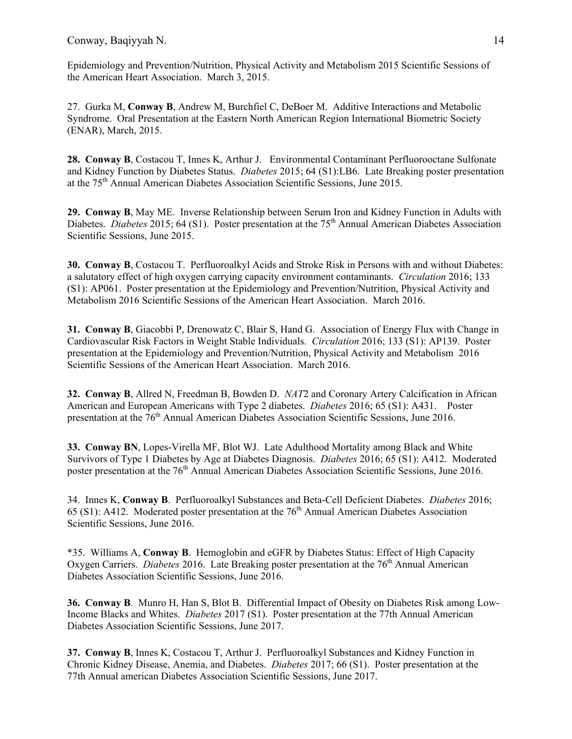Epidemiology and Prevention/Nutrition, Physical Activity and Metabolism 2015 Scientific Sessions of the American Heart Association. March 3, 2015.

27. Gurka M, **Conway B**, Andrew M, Burchfiel C, DeBoer M. Additive Interactions and Metabolic Syndrome. Oral Presentation at the Eastern North American Region International Biometric Society (ENAR), March, 2015.

**28. Conway B**, Costacou T, Innes K, Arthur J. Environmental Contaminant Perfluorooctane Sulfonate and Kidney Function by Diabetes Status. *Diabetes* 2015; 64 (S1):LB6. Late Breaking poster presentation at the 75th Annual American Diabetes Association Scientific Sessions, June 2015.

**29. Conway B**, May ME. Inverse Relationship between Serum Iron and Kidney Function in Adults with Diabetes. *Diabetes* 2015; 64 (S1). Poster presentation at the 75th Annual American Diabetes Association Scientific Sessions, June 2015.

**30. Conway B**, Costacou T. Perfluoroalkyl Acids and Stroke Risk in Persons with and without Diabetes: a salutatory effect of high oxygen carrying capacity environment contaminants. *Circulation* 2016; 133 (S1): AP061. Poster presentation at the Epidemiology and Prevention/Nutrition, Physical Activity and Metabolism 2016 Scientific Sessions of the American Heart Association. March 2016.

**31. Conway B**, Giacobbi P, Drenowatz C, Blair S, Hand G. Association of Energy Flux with Change in Cardiovascular Risk Factors in Weight Stable Individuals. *Circulation* 2016; 133 (S1): AP139. Poster presentation at the Epidemiology and Prevention/Nutrition, Physical Activity and Metabolism 2016 Scientific Sessions of the American Heart Association. March 2016.

**32. Conway B**, Allred N, Freedman B, Bowden D. *NAT*2 and Coronary Artery Calcification in African American and European Americans with Type 2 diabetes. *Diabetes* 2016; 65 (S1): A431. Poster presentation at the 76th Annual American Diabetes Association Scientific Sessions, June 2016.

**33. Conway BN**, Lopes-Virella MF, Blot WJ. Late Adulthood Mortality among Black and White Survivors of Type 1 Diabetes by Age at Diabetes Diagnosis. *Diabetes* 2016; 65 (S1): A412. Moderated poster presentation at the 76th Annual American Diabetes Association Scientific Sessions, June 2016.

34. Innes K, **Conway B**. Perfluoroalkyl Substances and Beta-Cell Deficient Diabetes. *Diabetes* 2016; 65 (S1): A412. Moderated poster presentation at the 76th Annual American Diabetes Association Scientific Sessions, June 2016.

*35. Williams A, **Conway B**. Hemoglobin and eGFR by Diabetes Status: Effect of High Capacity Oxygen Carriers. *Diabetes* 2016. Late Breaking poster presentation at the 76th Annual American Diabetes Association Scientific Sessions, June 2016.

**36. Conway B**. Munro H, Han S, Blot B. Differential Impact of Obesity on Diabetes Risk among Low-Income Blacks and Whites. *Diabetes* 2017 (S1). Poster presentation at the 77th Annual American Diabetes Association Scientific Sessions, June 2017.

**37. Conway B**, Innes K, Costacou T, Arthur J. Perfluoroalkyl Substances and Kidney Function in Chronic Kidney Disease, Anemia, and Diabetes. *Diabetes* 2017; 66 (S1). Poster presentation at the 77th Annual american Diabetes Association Scientific Sessions, June 2017.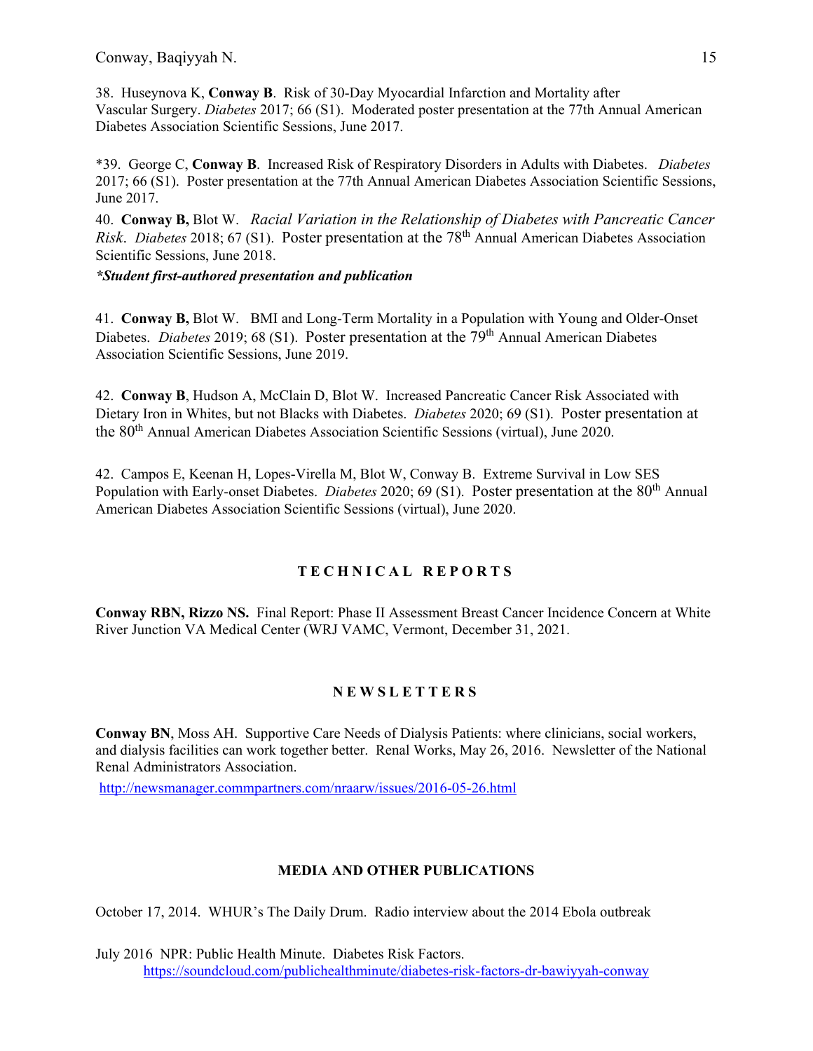38. Huseynova K, **Conway B**. Risk of 30-Day Myocardial Infarction and Mortality after Vascular Surgery. *Diabetes* 2017; 66 (S1). Moderated poster presentation at the 77th Annual American Diabetes Association Scientific Sessions, June 2017.

*39. George C, **Conway B**. Increased Risk of Respiratory Disorders in Adults with Diabetes. *Diabetes* 2017; 66 (S1). Poster presentation at the 77th Annual American Diabetes Association Scientific Sessions, June 2017.

40. **Conway B,** Blot W. *Racial Variation in the Relationship of Diabetes with Pancreatic Cancer Risk*. *Diabetes* 2018; 67 (S1). Poster presentation at the 78th Annual American Diabetes Association Scientific Sessions, June 2018.

***Student first-authored presentation and publication***

41. **Conway B,** Blot W. BMI and Long-Term Mortality in a Population with Young and Older-Onset Diabetes. *Diabetes* 2019; 68 (S1). Poster presentation at the 79th Annual American Diabetes Association Scientific Sessions, June 2019.

42. **Conway B**, Hudson A, McClain D, Blot W. Increased Pancreatic Cancer Risk Associated with Dietary Iron in Whites, but not Blacks with Diabetes. *Diabetes* 2020; 69 (S1). Poster presentation at the 80th Annual American Diabetes Association Scientific Sessions (virtual), June 2020.

42. Campos E, Keenan H, Lopes-Virella M, Blot W, Conway B. Extreme Survival in Low SES Population with Early-onset Diabetes. *Diabetes* 2020; 69 (S1). Poster presentation at the 80th Annual American Diabetes Association Scientific Sessions (virtual), June 2020.

## TECHNICAL REPORTS

**Conway RBN, Rizzo NS.** Final Report: Phase II Assessment Breast Cancer Incidence Concern at White River Junction VA Medical Center (WRJ VAMC, Vermont, December 31, 2021.

## NEWSLETTERS

**Conway BN**, Moss AH. Supportive Care Needs of Dialysis Patients: where clinicians, social workers, and dialysis facilities can work together better. Renal Works, May 26, 2016. Newsletter of the National Renal Administrators Association.

http://newsmanager.commpartners.com/nraarw/issues/2016-05-26.html

## MEDIA AND OTHER PUBLICATIONS

October 17, 2014. WHUR's The Daily Drum. Radio interview about the 2014 Ebola outbreak

July 2016 NPR: Public Health Minute. Diabetes Risk Factors.
https://soundcloud.com/publichealthminute/diabetes-risk-factors-dr-bawiyyah-conway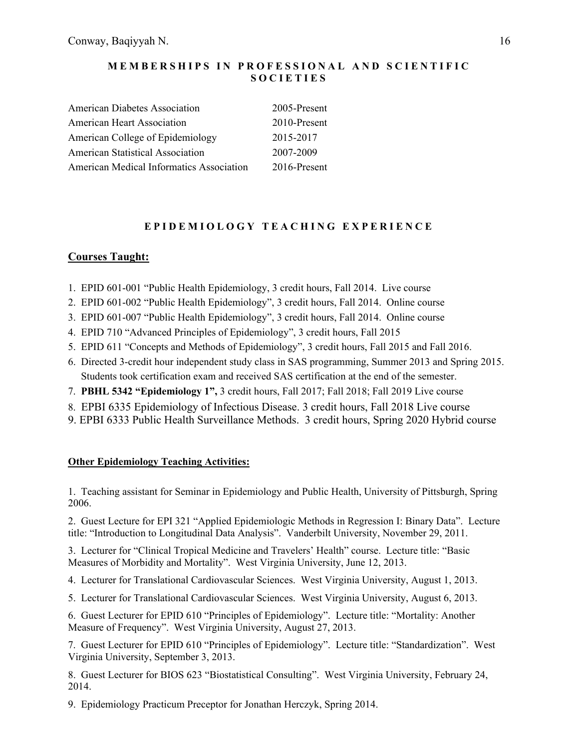## MEMBERSHIPS IN PROFESSIONAL AND SCIENTIFIC SOCIETIES

| | |
|---|---|
| American Diabetes Association | 2005-Present |
| American Heart Association | 2010-Present |
| American College of Epidemiology | 2015-2017 |
| American Statistical Association | 2007-2009 |
| American Medical Informatics Association | 2016-Present |

## EPIDEMIOLOGY TEACHING EXPERIENCE

### Courses Taught:

1. EPID 601-001 "Public Health Epidemiology, 3 credit hours, Fall 2014. Live course
2. EPID 601-002 "Public Health Epidemiology", 3 credit hours, Fall 2014. Online course
3. EPID 601-007 "Public Health Epidemiology", 3 credit hours, Fall 2014. Online course
4. EPID 710 "Advanced Principles of Epidemiology", 3 credit hours, Fall 2015
5. EPID 611 "Concepts and Methods of Epidemiology", 3 credit hours, Fall 2015 and Fall 2016.
6. Directed 3-credit hour independent study class in SAS programming, Summer 2013 and Spring 2015. Students took certification exam and received SAS certification at the end of the semester.
7. **PBHL 5342 "Epidemiology 1",** 3 credit hours, Fall 2017; Fall 2018; Fall 2019 Live course
8. EPBI 6335 Epidemiology of Infectious Disease. 3 credit hours, Fall 2018 Live course
9. EPBI 6333 Public Health Surveillance Methods. 3 credit hours, Spring 2020 Hybrid course

### Other Epidemiology Teaching Activities:

1. Teaching assistant for Seminar in Epidemiology and Public Health, University of Pittsburgh, Spring 2006.

2. Guest Lecture for EPI 321 "Applied Epidemiologic Methods in Regression I: Binary Data". Lecture title: "Introduction to Longitudinal Data Analysis". Vanderbilt University, November 29, 2011.

3. Lecturer for "Clinical Tropical Medicine and Travelers' Health" course. Lecture title: "Basic Measures of Morbidity and Mortality". West Virginia University, June 12, 2013.

4. Lecturer for Translational Cardiovascular Sciences. West Virginia University, August 1, 2013.

5. Lecturer for Translational Cardiovascular Sciences. West Virginia University, August 6, 2013.

6. Guest Lecturer for EPID 610 "Principles of Epidemiology". Lecture title: "Mortality: Another Measure of Frequency". West Virginia University, August 27, 2013.

7. Guest Lecturer for EPID 610 "Principles of Epidemiology". Lecture title: "Standardization". West Virginia University, September 3, 2013.

8. Guest Lecturer for BIOS 623 "Biostatistical Consulting". West Virginia University, February 24, 2014.

9. Epidemiology Practicum Preceptor for Jonathan Herczyk, Spring 2014.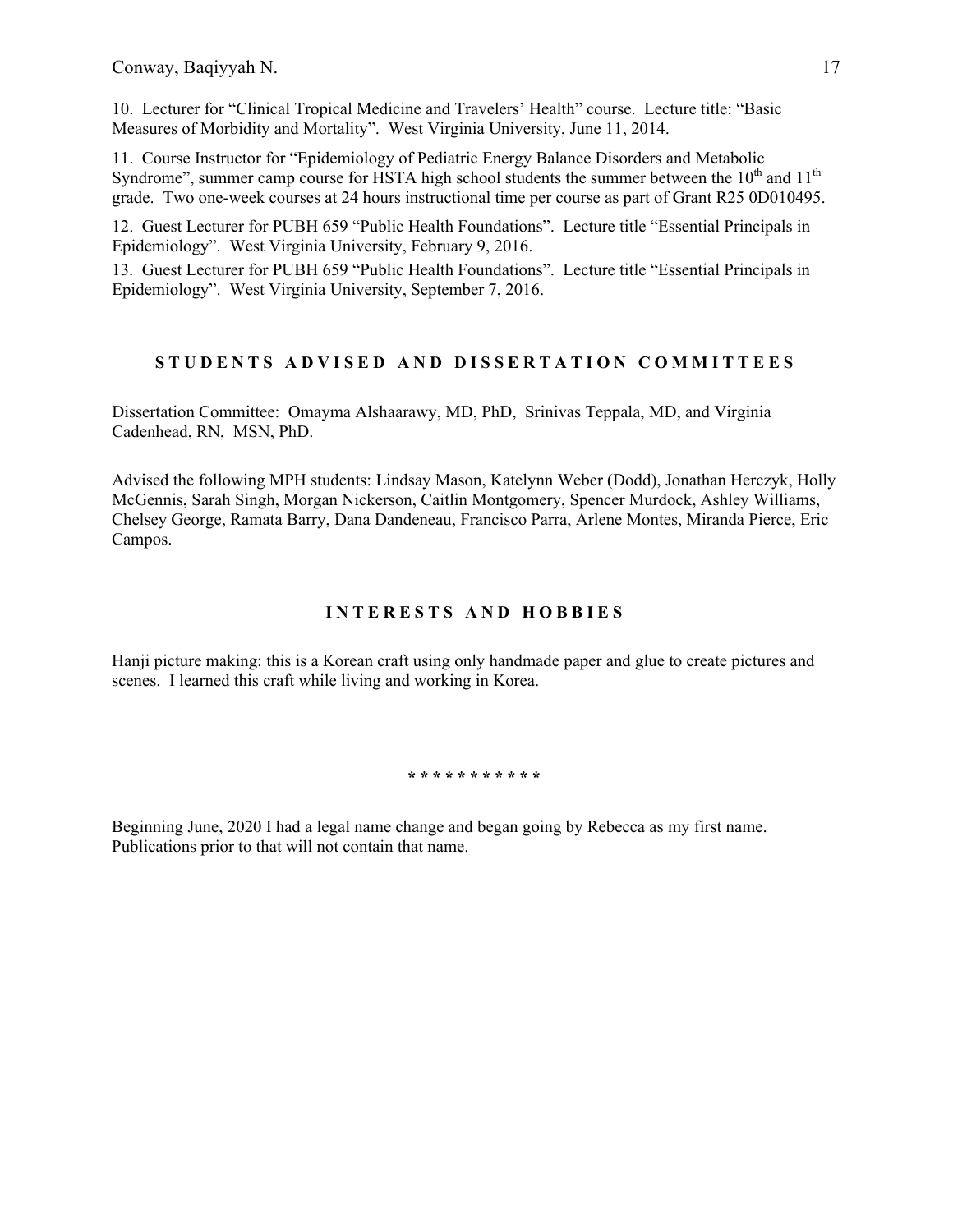10. Lecturer for "Clinical Tropical Medicine and Travelers' Health" course. Lecture title: "Basic Measures of Morbidity and Mortality". West Virginia University, June 11, 2014.

11. Course Instructor for "Epidemiology of Pediatric Energy Balance Disorders and Metabolic Syndrome", summer camp course for HSTA high school students the summer between the 10th and 11th grade. Two one-week courses at 24 hours instructional time per course as part of Grant R25 0D010495.

12. Guest Lecturer for PUBH 659 "Public Health Foundations". Lecture title "Essential Principals in Epidemiology". West Virginia University, February 9, 2016.

13. Guest Lecturer for PUBH 659 "Public Health Foundations". Lecture title "Essential Principals in Epidemiology". West Virginia University, September 7, 2016.

## STUDENTS ADVISED AND DISSERTATION COMMITTEES

Dissertation Committee: Omayma Alshaarawy, MD, PhD, Srinivas Teppala, MD, and Virginia Cadenhead, RN, MSN, PhD.

Advised the following MPH students: Lindsay Mason, Katelynn Weber (Dodd), Jonathan Herczyk, Holly McGennis, Sarah Singh, Morgan Nickerson, Caitlin Montgomery, Spencer Murdock, Ashley Williams, Chelsey George, Ramata Barry, Dana Dandeneau, Francisco Parra, Arlene Montes, Miranda Pierce, Eric Campos.

## INTERESTS AND HOBBIES

Hanji picture making: this is a Korean craft using only handmade paper and glue to create pictures and scenes. I learned this craft while living and working in Korea.

* * * * * * * * * * *

Beginning June, 2020 I had a legal name change and began going by Rebecca as my first name. Publications prior to that will not contain that name.